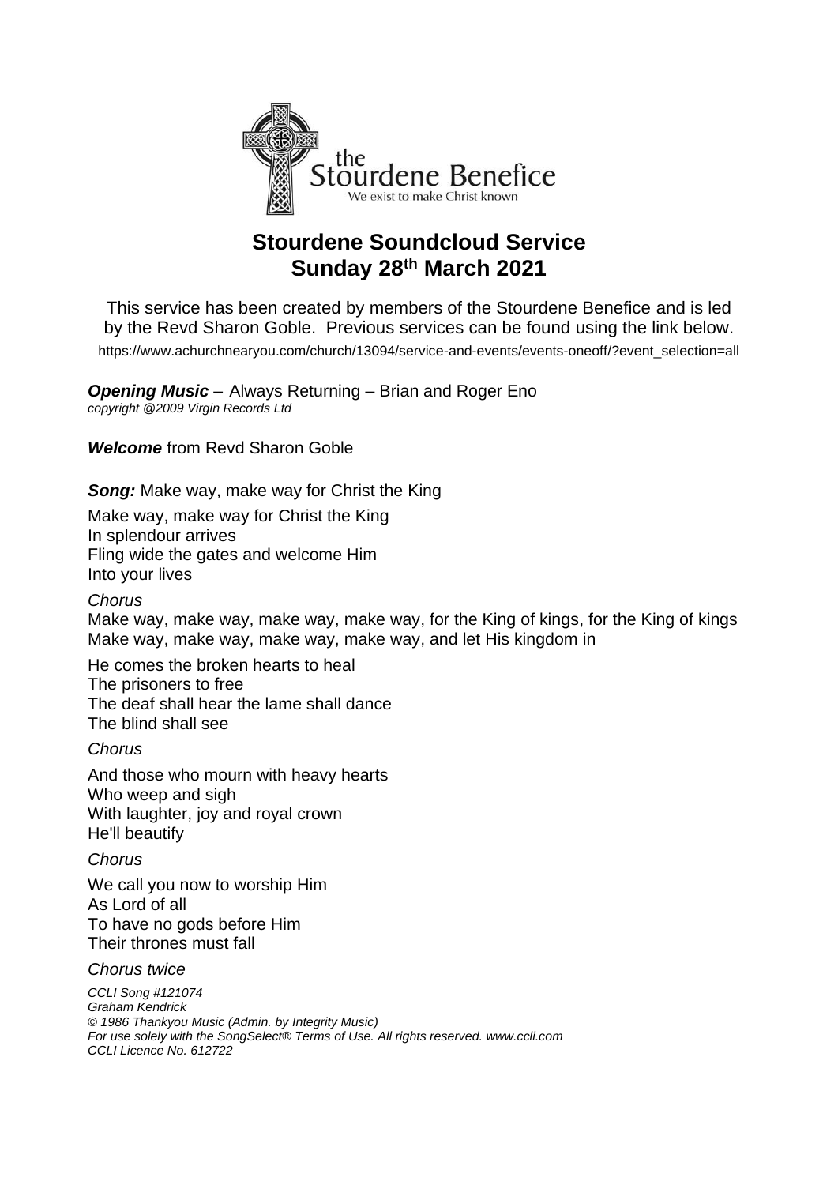the Stourdene Benefice
We exist to make Christ known

# Stourdene Soundcloud Service
## Sunday 28th March 2021

This service has been created by members of the Stourdene Benefice and is led by the Revd Sharon Goble. Previous services can be found using the link below.
https://www.achurchnearyou.com/church/13094/service-and-events/events-oneoff/?event_selection=all

***Opening Music*** – Always Returning – Brian and Roger Eno
*copyright @2009 Virgin Records Ltd*

***Welcome*** from Revd Sharon Goble

***Song:*** Make way, make way for Christ the King

Make way, make way for Christ the King
In splendour arrives
Fling wide the gates and welcome Him
Into your lives

*Chorus*
Make way, make way, make way, make way, for the King of kings, for the King of kings
Make way, make way, make way, make way, and let His kingdom in

He comes the broken hearts to heal
The prisoners to free
The deaf shall hear the lame shall dance
The blind shall see

*Chorus*

And those who mourn with heavy hearts
Who weep and sigh
With laughter, joy and royal crown
He'll beautify

*Chorus*

We call you now to worship Him
As Lord of all
To have no gods before Him
Their thrones must fall

*Chorus twice*

*CCLI Song #121074*
*Graham Kendrick*
*© 1986 Thankyou Music (Admin. by Integrity Music)*
*For use solely with the SongSelect® Terms of Use. All rights reserved. www.ccli.com*
*CCLI Licence No. 612722*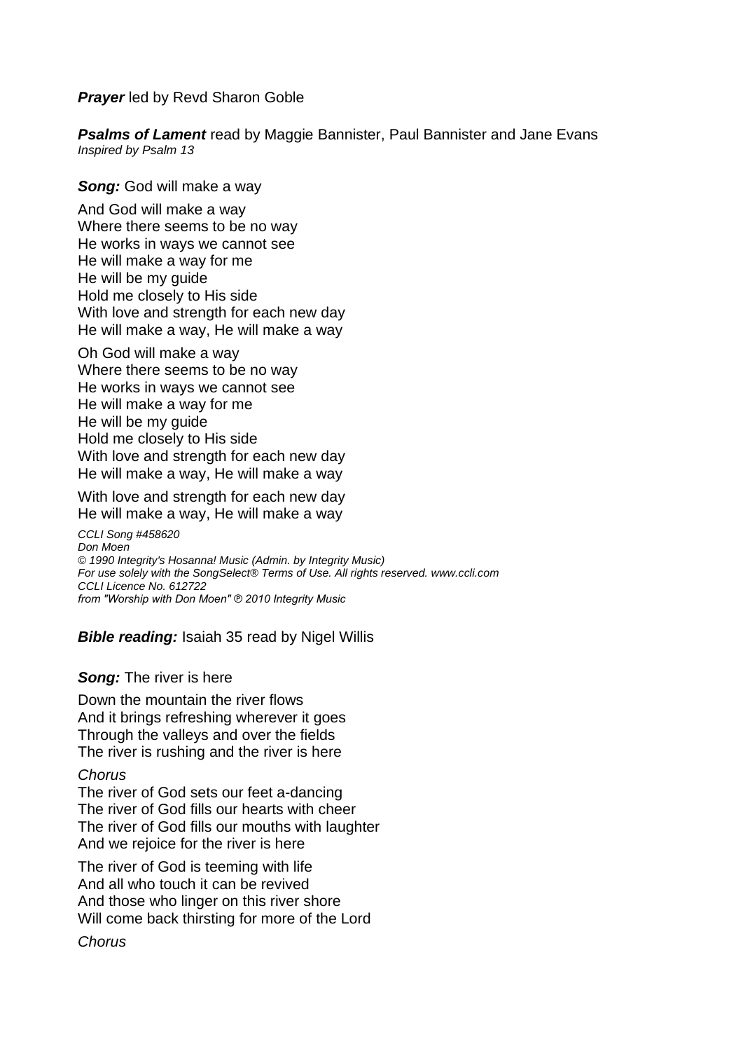***Prayer*** led by Revd Sharon Goble

***Psalms of Lament*** read by Maggie Bannister, Paul Bannister and Jane Evans
*Inspired by Psalm 13*

***Song:*** God will make a way

And God will make a way
Where there seems to be no way
He works in ways we cannot see
He will make a way for me
He will be my guide
Hold me closely to His side
With love and strength for each new day
He will make a way, He will make a way

Oh God will make a way
Where there seems to be no way
He works in ways we cannot see
He will make a way for me
He will be my guide
Hold me closely to His side
With love and strength for each new day
He will make a way, He will make a way

With love and strength for each new day
He will make a way, He will make a way

*CCLI Song #458620*
*Don Moen*
*© 1990 Integrity's Hosanna! Music (Admin. by Integrity Music)*
*For use solely with the SongSelect® Terms of Use. All rights reserved. www.ccli.com*
*CCLI Licence No. 612722*
*from "Worship with Don Moen" ® 2010 Integrity Music*

***Bible reading:*** Isaiah 35 read by Nigel Willis

***Song:*** The river is here

Down the mountain the river flows
And it brings refreshing wherever it goes
Through the valleys and over the fields
The river is rushing and the river is here

*Chorus*
The river of God sets our feet a-dancing
The river of God fills our hearts with cheer
The river of God fills our mouths with laughter
And we rejoice for the river is here

The river of God is teeming with life
And all who touch it can be revived
And those who linger on this river shore
Will come back thirsting for more of the Lord

*Chorus*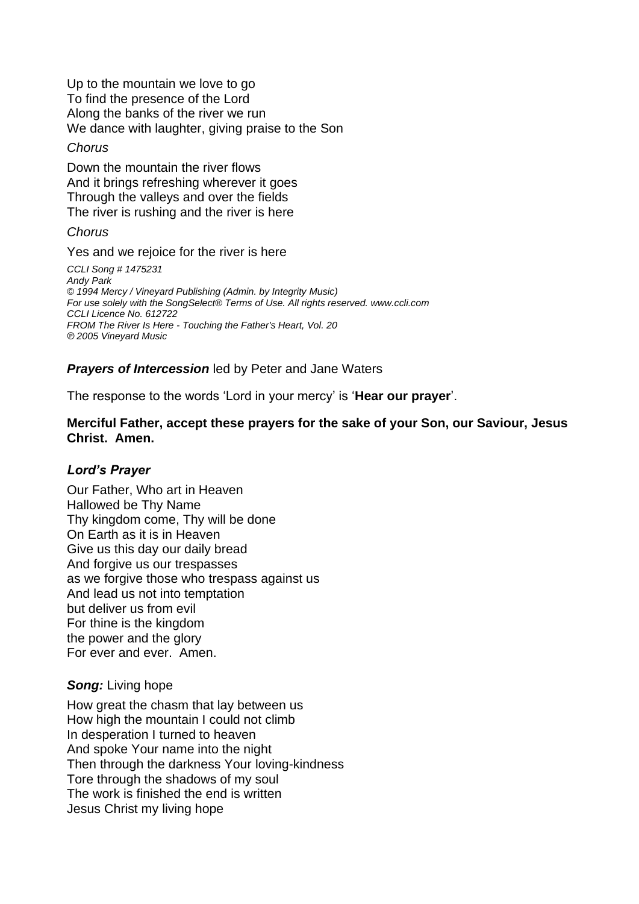Up to the mountain we love to go
To find the presence of the Lord
Along the banks of the river we run
We dance with laughter, giving praise to the Son

*Chorus*

Down the mountain the river flows
And it brings refreshing wherever it goes
Through the valleys and over the fields
The river is rushing and the river is here

*Chorus*

Yes and we rejoice for the river is here

*CCLI Song # 1475231*
*Andy Park*
*© 1994 Mercy / Vineyard Publishing (Admin. by Integrity Music)*
*For use solely with the SongSelect® Terms of Use. All rights reserved. www.ccli.com*
*CCLI Licence No. 612722*
*FROM The River Is Here - Touching the Father's Heart, Vol. 20*
*℗ 2005 Vineyard Music*

***Prayers of Intercession*** led by Peter and Jane Waters

The response to the words 'Lord in your mercy' is '**Hear our prayer**'.

**Merciful Father, accept these prayers for the sake of your Son, our Saviour, Jesus Christ. Amen.**

***Lord's Prayer***

Our Father, Who art in Heaven
Hallowed be Thy Name
Thy kingdom come, Thy will be done
On Earth as it is in Heaven
Give us this day our daily bread
And forgive us our trespasses
as we forgive those who trespass against us
And lead us not into temptation
but deliver us from evil
For thine is the kingdom
the power and the glory
For ever and ever. Amen.

***Song:*** Living hope

How great the chasm that lay between us
How high the mountain I could not climb
In desperation I turned to heaven
And spoke Your name into the night
Then through the darkness Your loving-kindness
Tore through the shadows of my soul
The work is finished the end is written
Jesus Christ my living hope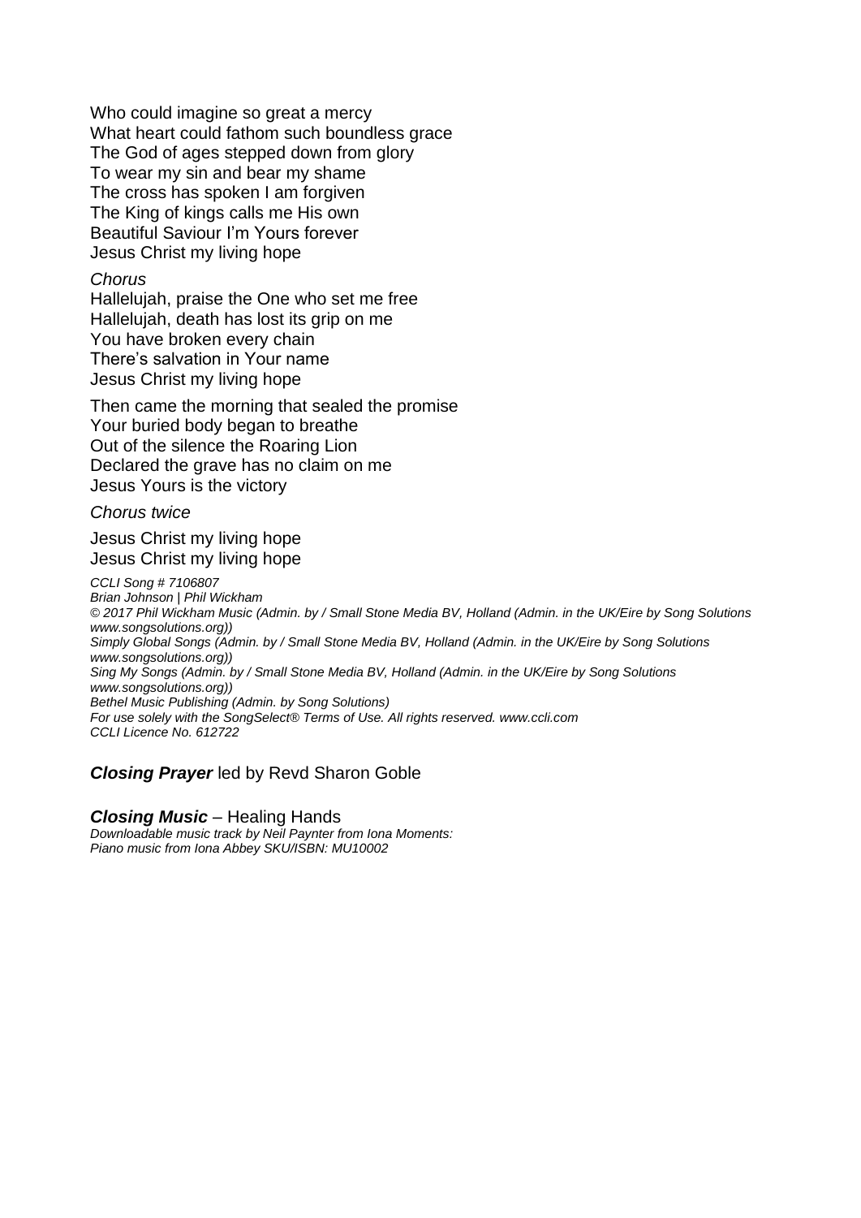Who could imagine so great a mercy
What heart could fathom such boundless grace
The God of ages stepped down from glory
To wear my sin and bear my shame
The cross has spoken I am forgiven
The King of kings calls me His own
Beautiful Saviour I'm Yours forever
Jesus Christ my living hope

*Chorus*
Hallelujah, praise the One who set me free
Hallelujah, death has lost its grip on me
You have broken every chain
There's salvation in Your name
Jesus Christ my living hope

Then came the morning that sealed the promise
Your buried body began to breathe
Out of the silence the Roaring Lion
Declared the grave has no claim on me
Jesus Yours is the victory

*Chorus twice*

Jesus Christ my living hope
Jesus Christ my living hope

*CCLI Song # 7106807*
*Brian Johnson | Phil Wickham*
*© 2017 Phil Wickham Music (Admin. by / Small Stone Media BV, Holland (Admin. in the UK/Eire by Song Solutions www.songsolutions.org))*
*Simply Global Songs (Admin. by / Small Stone Media BV, Holland (Admin. in the UK/Eire by Song Solutions www.songsolutions.org))*
*Sing My Songs (Admin. by / Small Stone Media BV, Holland (Admin. in the UK/Eire by Song Solutions www.songsolutions.org))*
*Bethel Music Publishing (Admin. by Song Solutions)*
*For use solely with the SongSelect® Terms of Use. All rights reserved. www.ccli.com*
*CCLI Licence No. 612722*

***Closing Prayer*** led by Revd Sharon Goble

***Closing Music*** – Healing Hands
*Downloadable music track by Neil Paynter from Iona Moments:*
*Piano music from Iona Abbey SKU/ISBN: MU10002*